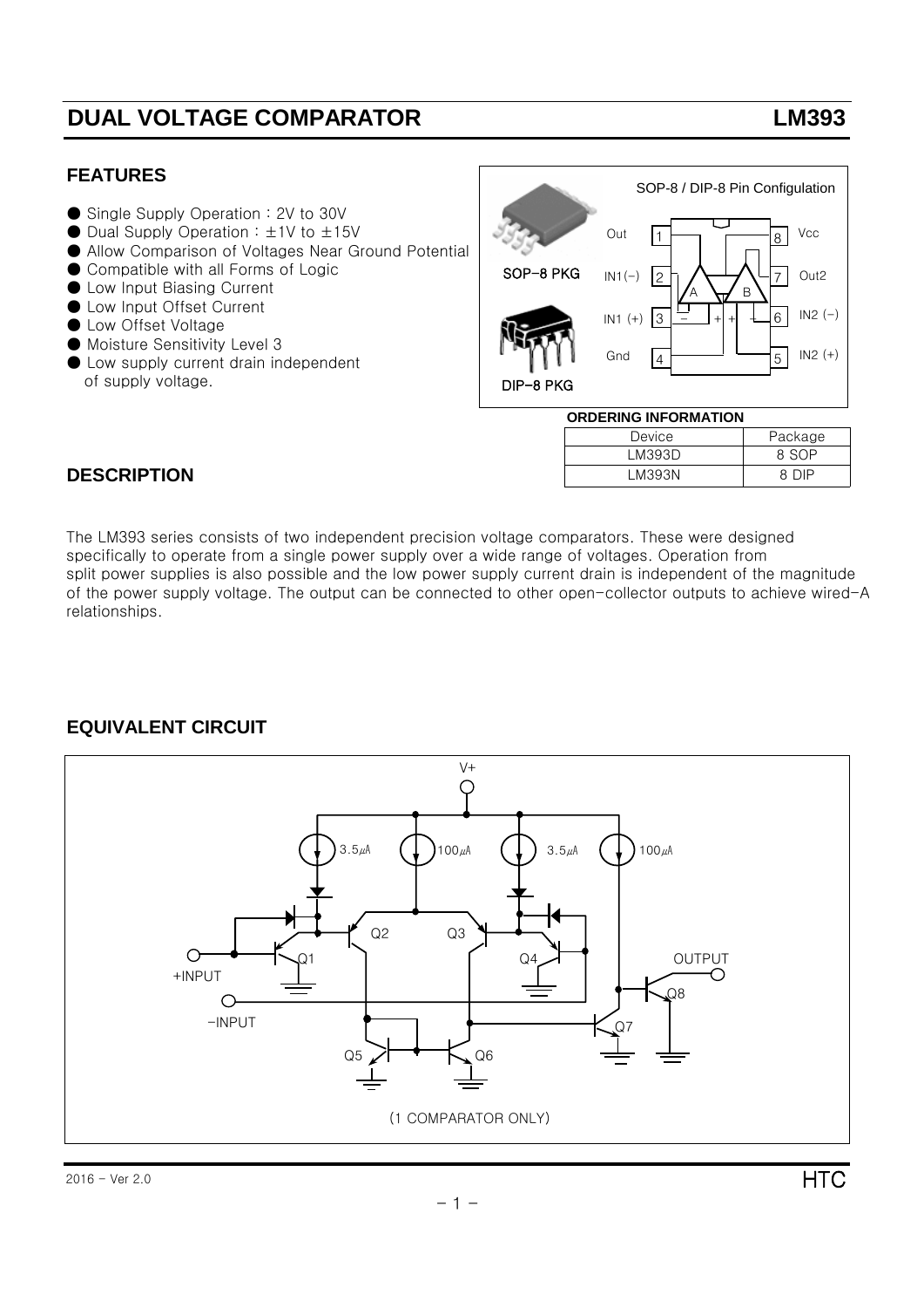# DUAL VOLTAGE COMPARATOR LM393

## FEATURES

- Single Supply Operation : 2V to 30V
- Dual Supply Operation : ±1V to ±15V
- Allow Comparison of Voltages Near Ground Potential
- Compatible with all Forms of Logic
- Low Input Biasing Current
- Low Input Offset Current
- Low Offset Voltage
- Moisture Sensitivity Level 3
- Low supply current drain independent of supply voltage.

SOP-8 / DIP-8 Pin Configulation

SOP-8 PKG

DIP-8 PKG

| Pin | Name | Pin | Name |
|---|---|---|---|
| 1 | Out | 8 | Vcc |
| 2 | IN1(−) | 7 | Out2 |
| 3 | IN1 (+) | 6 | IN2 (−) |
| 4 | Gnd | 5 | IN2 (+) |

**ORDERING INFORMATION**

| Device | Package |
|---|---|
| LM393D | 8 SOP |
| LM393N | 8 DIP |

## DESCRIPTION

The LM393 series consists of two independent precision voltage comparators. These were designed specifically to operate from a single power supply over a wide range of voltages. Operation from split power supplies is also possible and the low power supply current drain is independent of the magnitude of the power supply voltage. The output can be connected to other open-collector outputs to achieve wired-A relationships.

## EQUIVALENT CIRCUIT

(1 COMPARATOR ONLY)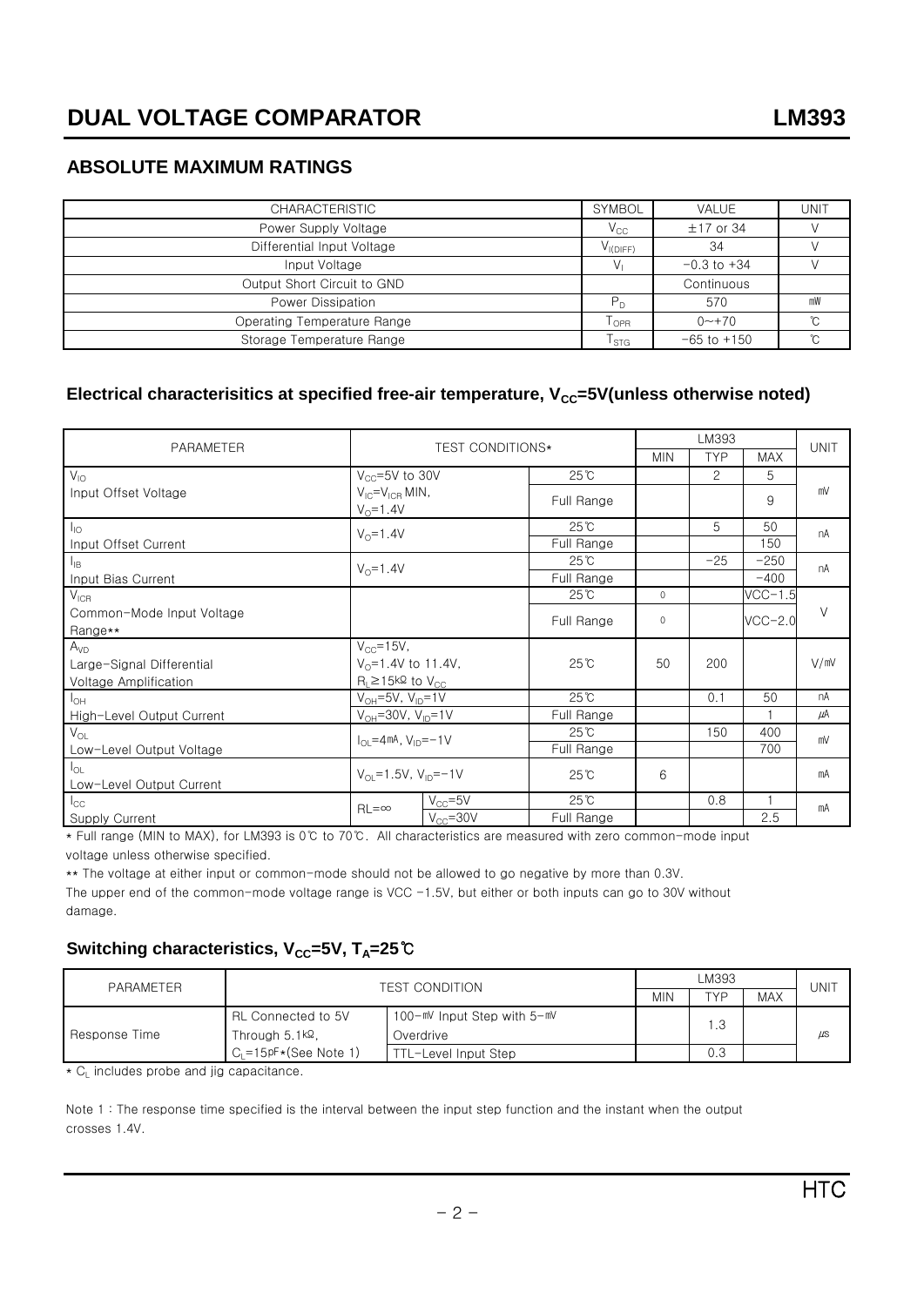# DUAL VOLTAGE COMPARATOR LM393

## ABSOLUTE MAXIMUM RATINGS

| CHARACTERISTIC | SYMBOL | VALUE | UNIT |
|---|---|---|---|
| Power Supply Voltage | $V_{CC}$ | ±17 or 34 | V |
| Differential Input Voltage | $V_{I(DIFF)}$ | 34 | V |
| Input Voltage | $V_I$ | −0.3 to +34 | V |
| Output Short Circuit to GND | | Continuous | |
| Power Dissipation | $P_D$ | 570 | ㎽ |
| Operating Temperature Range | $T_{OPR}$ | 0~+70 | ℃ |
| Storage Temperature Range | $T_{STG}$ | −65 to +150 | ℃ |

## Electrical characterisitics at specified free-air temperature, $V_{CC}$=5V(unless otherwise noted)

| PARAMETER | TEST CONDITIONS* | | | LM393 | | | UNIT |
|---|---|---|---|---|---|---|---|
| | | | | MIN | TYP | MAX | |
| $V_{IO}$ Input Offset Voltage | $V_{CC}$=5V to 30V, $V_{IC}=V_{ICR}$ MIN, $V_O$=1.4V | | 25℃ | | 2 | 5 | ㎷ |
| | | | Full Range | | | 9 | |
| $I_{IO}$ Input Offset Current | $V_O$=1.4V | | 25℃ | | 5 | 50 | nA |
| | | | Full Range | | | 150 | |
| $I_{IB}$ Input Bias Current | $V_O$=1.4V | | 25℃ | | −25 | −250 | nA |
| | | | Full Range | | | −400 | |
| $V_{ICR}$ Common-Mode Input Voltage Range** | | | 25℃ | 0 | | VCC−1.5 | V |
| | | | Full Range | 0 | | VCC−2.0 | |
| $A_{VD}$ Large-Signal Differential Voltage Amplification | $V_{CC}$=15V, $V_O$=1.4V to 11.4V, $R_L$≥15㏀ to $V_{CC}$ | | 25℃ | 50 | 200 | | V/㎷ |
| $I_{OH}$ High-Level Output Current | $V_{OH}$=5V, $V_{ID}$=1V | | 25℃ | | 0.1 | 50 | nA |
| | $V_{OH}$=30V, $V_{ID}$=1V | | Full Range | | | 1 | ㎂ |
| $V_{OL}$ Low-Level Output Voltage | $I_{OL}$=4㎃, $V_{ID}$=−1V | | 25℃ | | 150 | 400 | ㎷ |
| | | | Full Range | | | 700 | |
| $I_{OL}$ Low-Level Output Current | $V_{OL}$=1.5V, $V_{ID}$=−1V | | 25℃ | 6 | | | ㎃ |
| $I_{CC}$ Supply Current | RL=∞ | $V_{CC}$=5V | 25℃ | | 0.8 | 1 | ㎃ |
| | | $V_{CC}$=30V | Full Range | | | 2.5 | |

* Full range (MIN to MAX), for LM393 is 0℃ to 70℃. All characteristics are measured with zero common-mode input voltage unless otherwise specified.

** The voltage at either input or common-mode should not be allowed to go negative by more than 0.3V. The upper end of the common-mode voltage range is VCC −1.5V, but either or both inputs can go to 30V without damage.

## Switching characteristics, $V_{CC}$=5V, $T_A$=25℃

| PARAMETER | TEST CONDITION | | LM393 | | | UNIT |
|---|---|---|---|---|---|---|
| | | | MIN | TYP | MAX | |
| Response Time | RL Connected to 5V Through 5.1㏀, $C_L$=15㎊*(See Note 1) | 100-㎷ Input Step with 5-㎷ Overdrive | | 1.3 | | ㎲ |
| | | TTL-Level Input Step | | 0.3 | | |

* $C_L$ includes probe and jig capacitance.

Note 1 : The response time specified is the interval between the input step function and the instant when the output crosses 1.4V.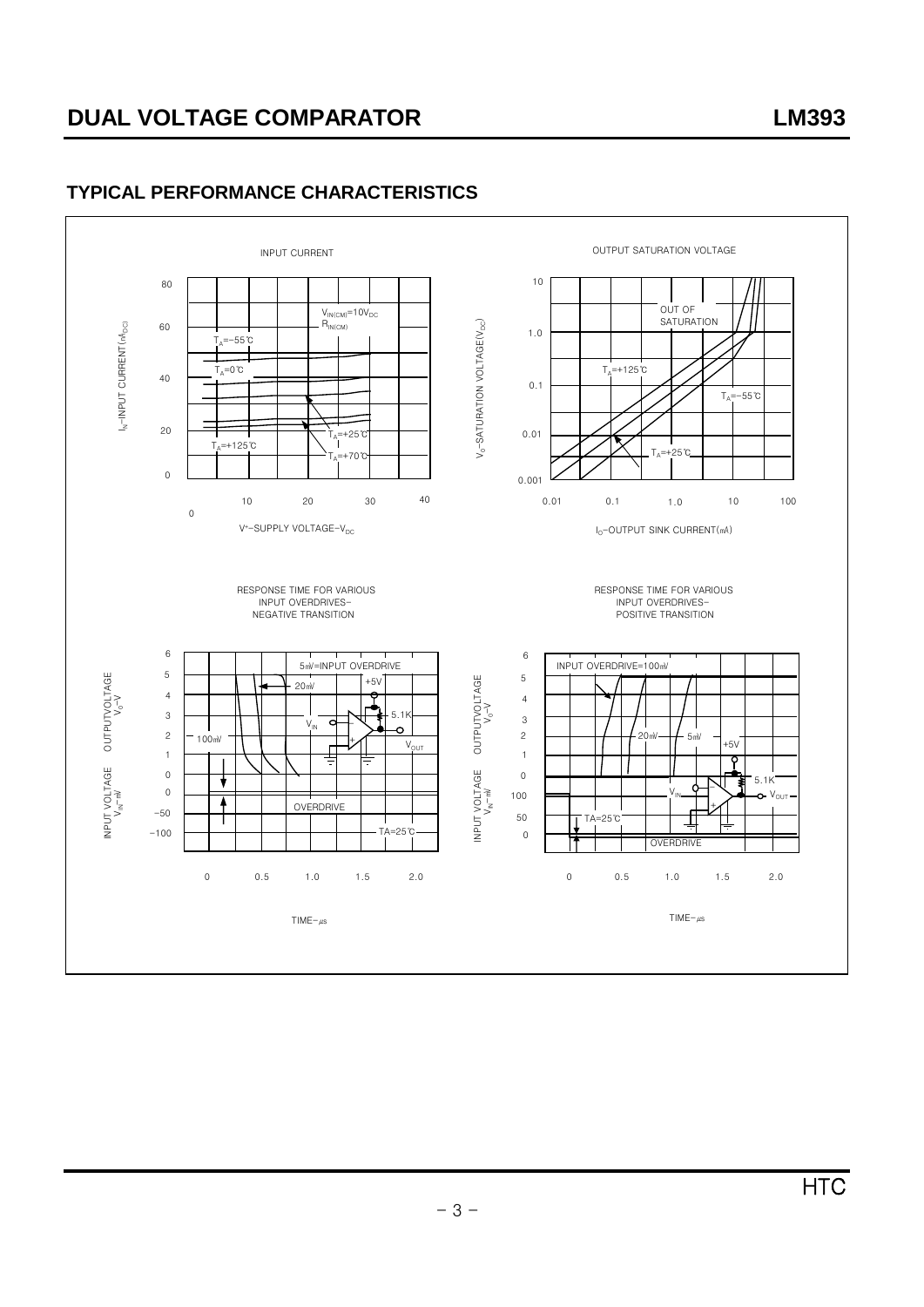## TYPICAL PERFORMANCE CHARACTERISTICS

INPUT CURRENT

$V_{IN(CM)}=10V_{DC}$
$R_{IN(CM)}$

$T_A=-55℃$
$T_A=0℃$
$T_A=+25℃$
$T_A=+70℃$
$T_A=+125℃$

$I_N$–INPUT CURRENT($nA_{DC}$)

V+–SUPPLY VOLTAGE–$V_{DC}$

OUTPUT SATURATION VOLTAGE

OUT OF SATURATION

$T_A=+125℃$
$T_A=-55℃$
$T_A=+25℃$

$V_O$–SATURATION VOLTAGE($V_{DC}$)

$I_O$–OUTPUT SINK CURRENT(㎃)

RESPONSE TIME FOR VARIOUS INPUT OVERDRIVES- NEGATIVE TRANSITION

5㎷=INPUT OVERDRIVE
20㎷
100㎷
+5V
5.1K
$V_{IN}$
$V_{OUT}$
OVERDRIVE
TA=25℃

OUTPUTVOLTAGE $V_O$–V
INPUT VOLTAGE $V_{IN}$–㎷

TIME–㎲

RESPONSE TIME FOR VARIOUS INPUT OVERDRIVES- POSITIVE TRANSITION

INPUT OVERDRIVE=100㎷
20㎷
5㎷
+5V
5.1K
$V_{IN}$
$V_{OUT}$
TA=25℃
OVERDRIVE

OUTPUTVOLTAGE $V_O$–V
INPUT VOLTAGE $V_{IN}$–㎷

TIME–㎲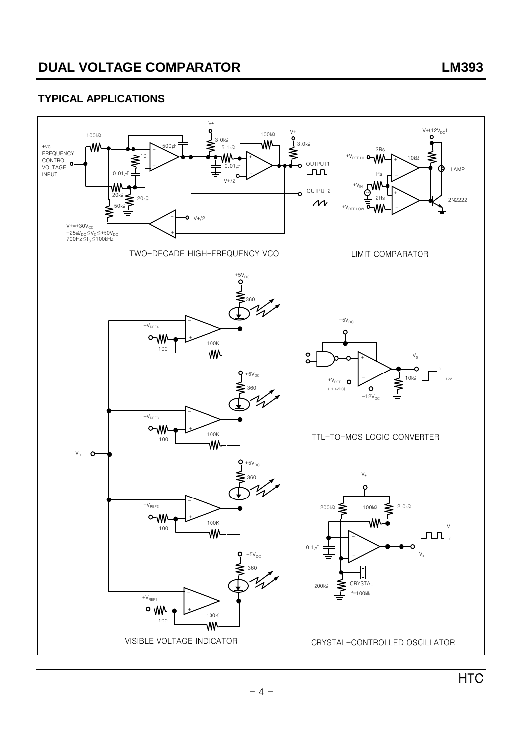# DUAL VOLTAGE COMPARATOR

## TYPICAL APPLICATIONS

100kΩ
+VC FREQUENCY CONTROL VOLTAGE INPUT
0.01μF
10
500pF
20kΩ
20kΩ
50kΩ
V+
3.0kΩ
5.1kΩ
0.01μF
V+/2
100kΩ
V+
3.0kΩ
OUTPUT1
OUTPUT2
V+/2
$V+=+30V_{CC}$
$+25mV_{DC} \leq V_C \leq +50V_{DC}$
$700Hz \leq f_0 \leq 100kHz$

TWO-DECADE HIGH-FREQUENCY VCO

$V+(12V_{DC})$
2Rs
$+V_{REF\ HI}$
10kΩ
Rs
$+V_{IN}$
2Rs
$+V_{REF\ LOW}$
LAMP
2N2222

LIMIT COMPARATOR

$+5V_{DC}$
360
$+V_{REF4}$
100
100K
$+5V_{DC}$
360
$+V_{REF3}$
100
100K
$V_0$
$+5V_{DC}$
360
$+V_{REF2}$
100
100K
$+5V_{DC}$
360
$+V_{REF1}$
100
100K

VISIBLE VOLTAGE INDICATOR

$-5V_{DC}$
$V_0$
$+V_{REF}$
(-1.4VDC)
$-12V_{DC}$
10kΩ
0
-12V

TTL-TO-MOS LOGIC CONVERTER

$V_+$
200kΩ
100kΩ
2.0kΩ
$V_+$
0
0.1μF
$V_0$
200kΩ
CRYSTAL
f=100kHz

CRYSTAL-CONTROLLED OSCILLATOR